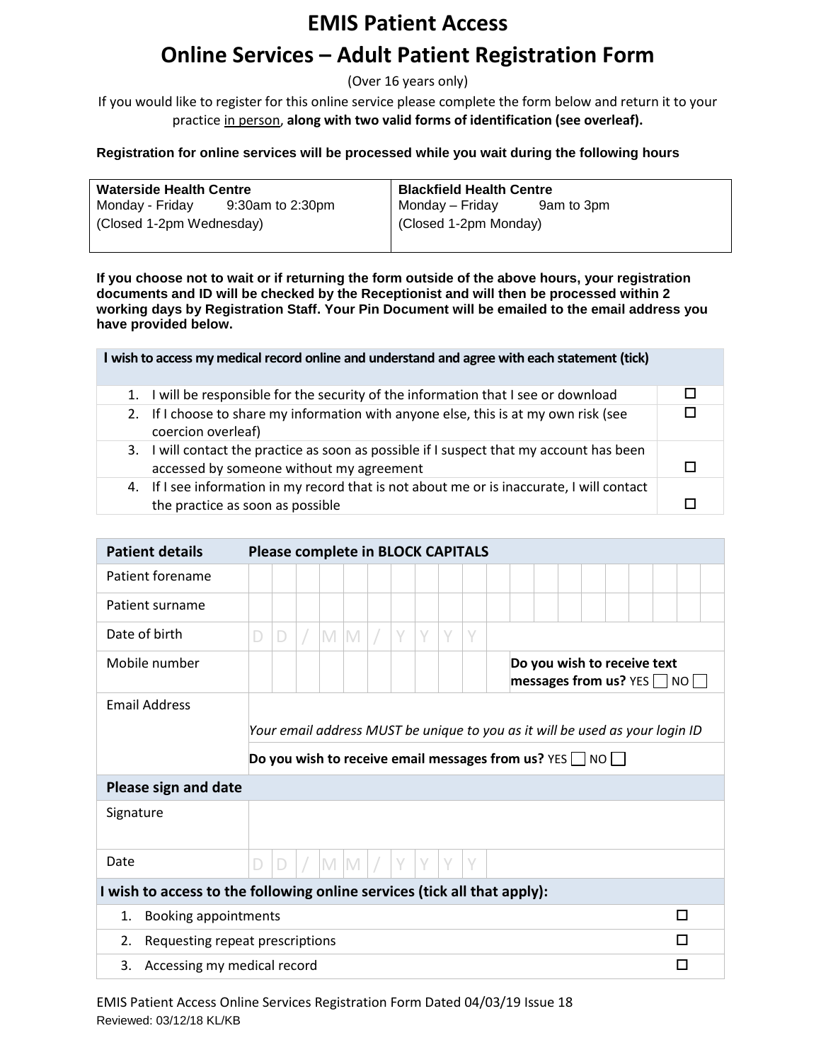# EMIS Patient Access

## Online Services – Adult Patient Registration Form

(Over 16 years only)

If you would like to register for this online service please complete the form below and return it to your practice in person, **along with two valid forms of identification (see overleaf).**

**Registration for online services will be processed while you wait during the following hours**

| **Waterside Health Centre** | **Blackfield Health Centre** |
|---|---|
| Monday - Friday 9:30am to 2:30pm<br>(Closed 1-2pm Wednesday) | Monday – Friday 9am to 3pm<br>(Closed 1-2pm Monday) |

**If you choose not to wait or if returning the form outside of the above hours, your registration documents and ID will be checked by the Receptionist and will then be processed within 2 working days by Registration Staff. Your Pin Document will be emailed to the email address you have provided below.**

| **I wish to access my medical record online and understand and agree with each statement (tick)** | |
|---|---|
| 1. I will be responsible for the security of the information that I see or download | ☐ |
| 2. If I choose to share my information with anyone else, this is at my own risk (see coercion overleaf) | ☐ |
| 3. I will contact the practice as soon as possible if I suspect that my account has been accessed by someone without my agreement | ☐ |
| 4. If I see information in my record that is not about me or is inaccurate, I will contact the practice as soon as possible | ☐ |

| **Patient details** | **Please complete in BLOCK CAPITALS** |
|---|---|
| Patient forename | |
| Patient surname | |
| Date of birth | DD / MM / YYYY |
| Mobile number | **Do you wish to receive text messages from us?** YES ☐ NO ☐ |
| Email Address | *Your email address MUST be unique to you as it will be used as your login ID*<br>**Do you wish to receive email messages from us?** YES ☐ NO ☐ |
| **Please sign and date** | |
| Signature | |
| Date | DD / MM / YYYY |

| **I wish to access to the following online services (tick all that apply):** | |
|---|---|
| 1. Booking appointments | ☐ |
| 2. Requesting repeat prescriptions | ☐ |
| 3. Accessing my medical record | ☐ |

EMIS Patient Access Online Services Registration Form Dated 04/03/19 Issue 18
Reviewed: 03/12/18 KL/KB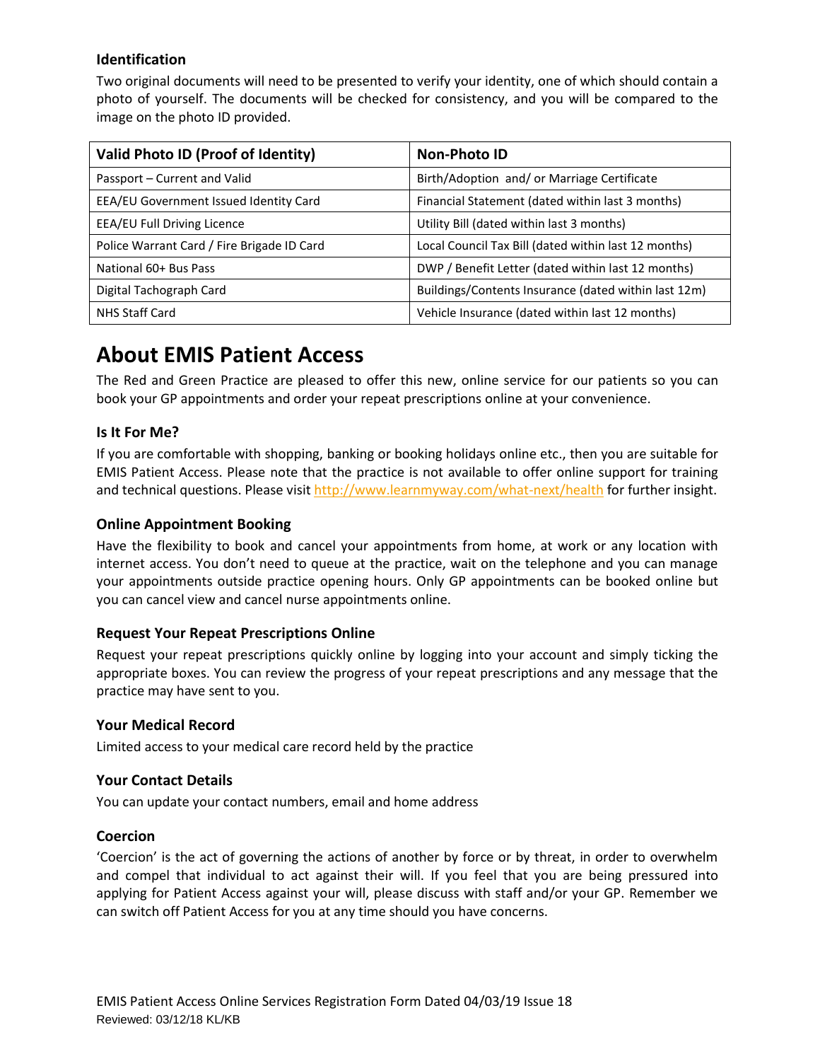### Identification

Two original documents will need to be presented to verify your identity, one of which should contain a photo of yourself. The documents will be checked for consistency, and you will be compared to the image on the photo ID provided.

| Valid Photo ID (Proof of Identity) | Non-Photo ID |
|---|---|
| Passport – Current and Valid | Birth/Adoption and/ or Marriage Certificate |
| EEA/EU Government Issued Identity Card | Financial Statement (dated within last 3 months) |
| EEA/EU Full Driving Licence | Utility Bill (dated within last 3 months) |
| Police Warrant Card / Fire Brigade ID Card | Local Council Tax Bill (dated within last 12 months) |
| National 60+ Bus Pass | DWP / Benefit Letter (dated within last 12 months) |
| Digital Tachograph Card | Buildings/Contents Insurance (dated within last 12m) |
| NHS Staff Card | Vehicle Insurance (dated within last 12 months) |

## About EMIS Patient Access

The Red and Green Practice are pleased to offer this new, online service for our patients so you can book your GP appointments and order your repeat prescriptions online at your convenience.

### Is It For Me?

If you are comfortable with shopping, banking or booking holidays online etc., then you are suitable for EMIS Patient Access. Please note that the practice is not available to offer online support for training and technical questions. Please visit http://www.learnmyway.com/what-next/health for further insight.

### Online Appointment Booking

Have the flexibility to book and cancel your appointments from home, at work or any location with internet access. You don't need to queue at the practice, wait on the telephone and you can manage your appointments outside practice opening hours. Only GP appointments can be booked online but you can cancel view and cancel nurse appointments online.

### Request Your Repeat Prescriptions Online

Request your repeat prescriptions quickly online by logging into your account and simply ticking the appropriate boxes. You can review the progress of your repeat prescriptions and any message that the practice may have sent to you.

### Your Medical Record

Limited access to your medical care record held by the practice

### Your Contact Details

You can update your contact numbers, email and home address

### Coercion

'Coercion' is the act of governing the actions of another by force or by threat, in order to overwhelm and compel that individual to act against their will. If you feel that you are being pressured into applying for Patient Access against your will, please discuss with staff and/or your GP. Remember we can switch off Patient Access for you at any time should you have concerns.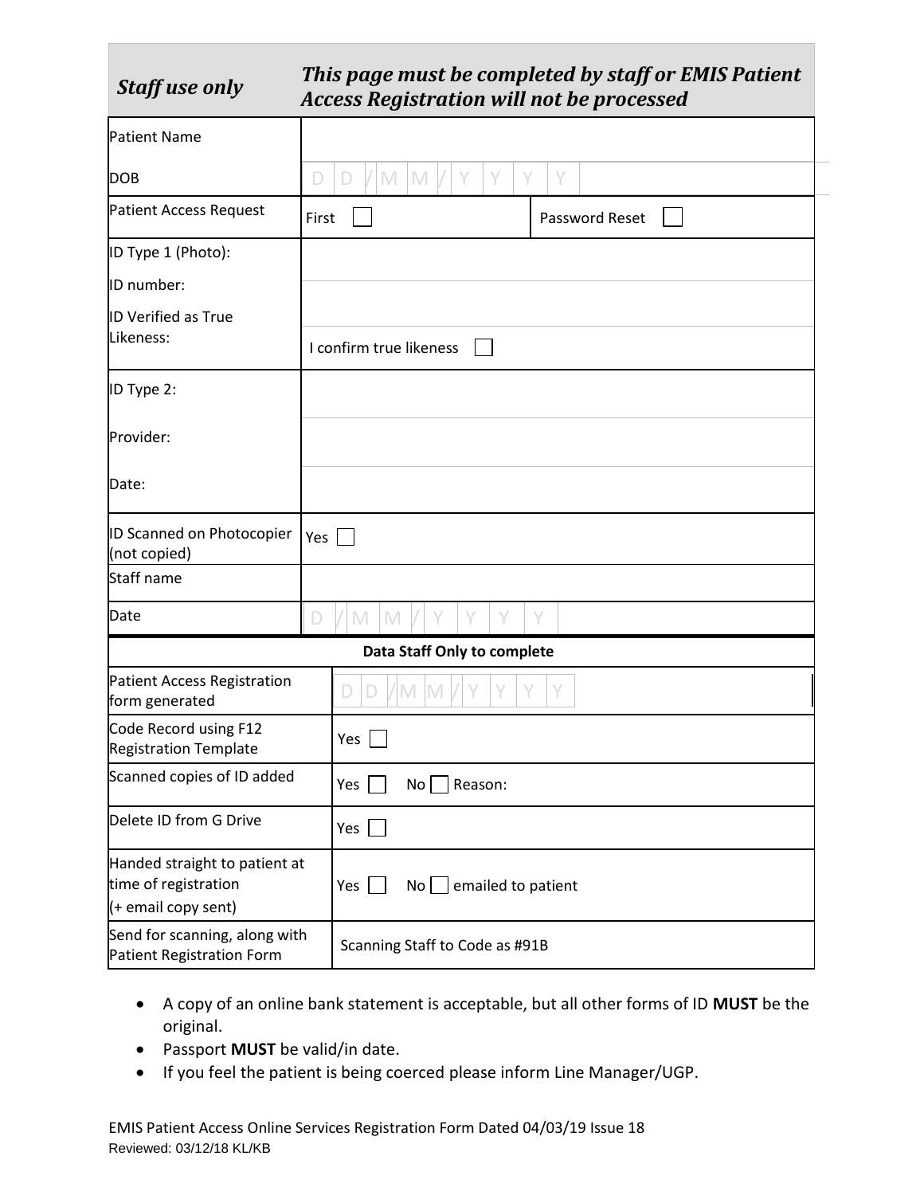| ***Staff use only*** | ***This page must be completed by staff or EMIS Patient Access Registration will not be processed*** | |
|---|---|---|
| Patient Name | | |
| DOB | D D / M M / Y Y Y Y | |
| Patient Access Request | First ☐ | Password Reset ☐ |
| ID Type 1 (Photo): | | |
| ID number: | | |
| ID Verified as True Likeness: | I confirm true likeness ☐ | |
| ID Type 2: | | |
| Provider: | | |
| Date: | | |
| ID Scanned on Photocopier (not copied) | Yes ☐ | |
| Staff name | | |
| Date | D / M M / Y Y Y Y | |

| **Data Staff Only to complete** | |
|---|---|
| Patient Access Registration form generated | D D / M M / Y Y Y Y |
| Code Record using F12 Registration Template | Yes ☐ |
| Scanned copies of ID added | Yes ☐ No ☐ Reason: |
| Delete ID from G Drive | Yes ☐ |
| Handed straight to patient at time of registration (+ email copy sent) | Yes ☐ No ☐ emailed to patient |
| Send for scanning, along with Patient Registration Form | Scanning Staff to Code as #91B |

- A copy of an online bank statement is acceptable, but all other forms of ID **MUST** be the original.
- Passport **MUST** be valid/in date.
- If you feel the patient is being coerced please inform Line Manager/UGP.

EMIS Patient Access Online Services Registration Form Dated 04/03/19 Issue 18
Reviewed: 03/12/18 KL/KB